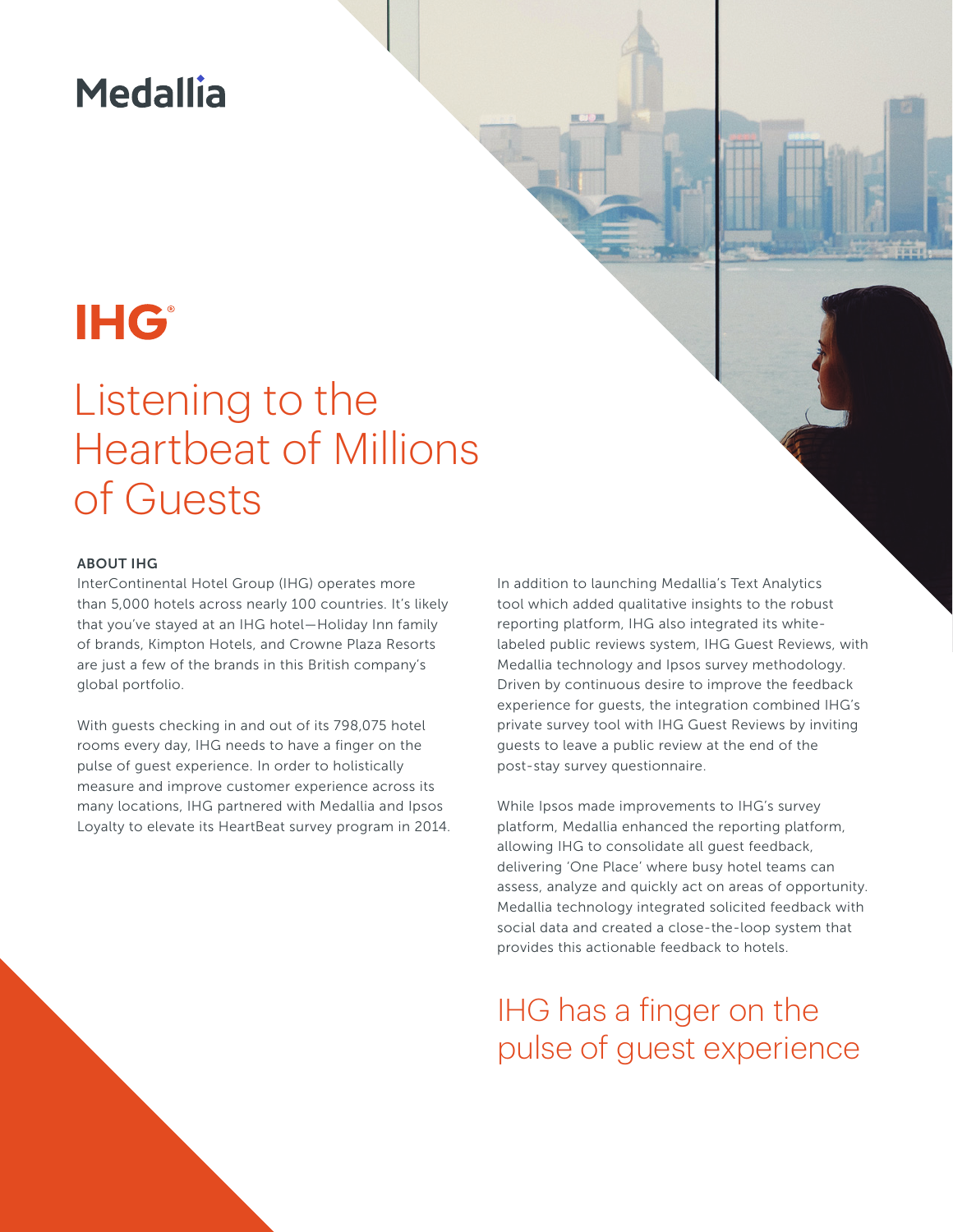Medallia

IHG®

# Listening to the Heartbeat of Millions of Guests

**ABOUT IHG**

InterContinental Hotel Group (IHG) operates more than 5,000 hotels across nearly 100 countries. It's likely that you've stayed at an IHG hotel—Holiday Inn family of brands, Kimpton Hotels, and Crowne Plaza Resorts are just a few of the brands in this British company's global portfolio.

With guests checking in and out of its 798,075 hotel rooms every day, IHG needs to have a finger on the pulse of guest experience. In order to holistically measure and improve customer experience across its many locations, IHG partnered with Medallia and Ipsos Loyalty to elevate its HeartBeat survey program in 2014.

In addition to launching Medallia's Text Analytics tool which added qualitative insights to the robust reporting platform, IHG also integrated its white-labeled public reviews system, IHG Guest Reviews, with Medallia technology and Ipsos survey methodology. Driven by continuous desire to improve the feedback experience for guests, the integration combined IHG's private survey tool with IHG Guest Reviews by inviting guests to leave a public review at the end of the post-stay survey questionnaire.

While Ipsos made improvements to IHG's survey platform, Medallia enhanced the reporting platform, allowing IHG to consolidate all guest feedback, delivering 'One Place' where busy hotel teams can assess, analyze and quickly act on areas of opportunity. Medallia technology integrated solicited feedback with social data and created a close-the-loop system that provides this actionable feedback to hotels.

## IHG has a finger on the pulse of guest experience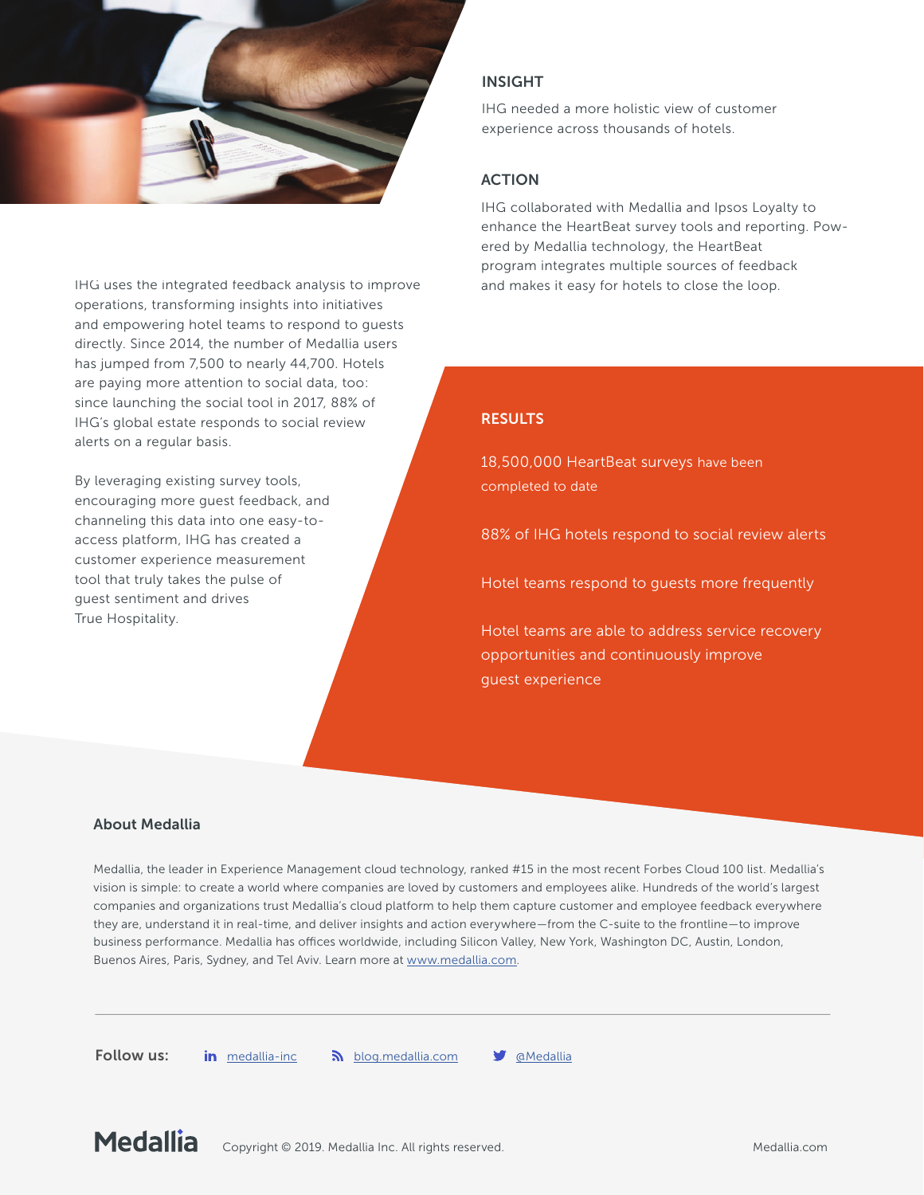## INSIGHT

IHG needed a more holistic view of customer experience across thousands of hotels.

## ACTION

IHG collaborated with Medallia and Ipsos Loyalty to enhance the HeartBeat survey tools and reporting. Powered by Medallia technology, the HeartBeat program integrates multiple sources of feedback and makes it easy for hotels to close the loop.

IHG uses the integrated feedback analysis to improve operations, transforming insights into initiatives and empowering hotel teams to respond to guests directly. Since 2014, the number of Medallia users has jumped from 7,500 to nearly 44,700. Hotels are paying more attention to social data, too: since launching the social tool in 2017, 88% of IHG's global estate responds to social review alerts on a regular basis.

By leveraging existing survey tools, encouraging more guest feedback, and channeling this data into one easy-to-access platform, IHG has created a customer experience measurement tool that truly takes the pulse of guest sentiment and drives True Hospitality.

## RESULTS

18,500,000 HeartBeat surveys have been completed to date

88% of IHG hotels respond to social review alerts

Hotel teams respond to guests more frequently

Hotel teams are able to address service recovery opportunities and continuously improve guest experience

### About Medallia

Medallia, the leader in Experience Management cloud technology, ranked #15 in the most recent Forbes Cloud 100 list. Medallia's vision is simple: to create a world where companies are loved by customers and employees alike. Hundreds of the world's largest companies and organizations trust Medallia's cloud platform to help them capture customer and employee feedback everywhere they are, understand it in real-time, and deliver insights and action everywhere—from the C-suite to the frontline—to improve business performance. Medallia has offices worldwide, including Silicon Valley, New York, Washington DC, Austin, London, Buenos Aires, Paris, Sydney, and Tel Aviv. Learn more at www.medallia.com.

---

**Follow us:** medallia-inc blog.medallia.com @Medallia

Medallia Copyright © 2019. Medallia Inc. All rights reserved. Medallia.com